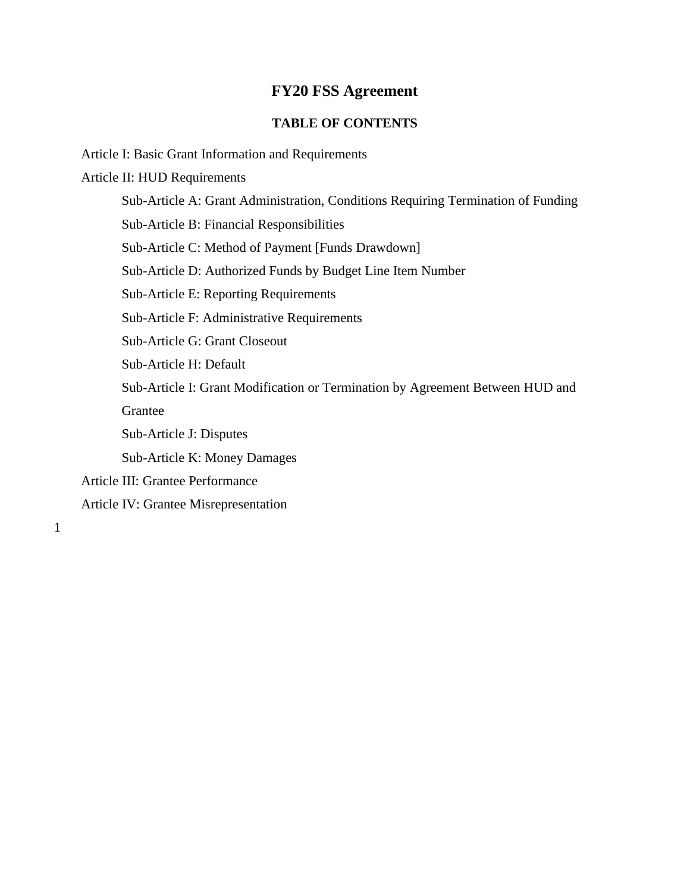# FY20 FSS Agreement

## TABLE OF CONTENTS

Article I: Basic Grant Information and Requirements

Article II: HUD Requirements

- Sub-Article A: Grant Administration, Conditions Requiring Termination of Funding
- Sub-Article B: Financial Responsibilities
- Sub-Article C: Method of Payment [Funds Drawdown]
- Sub-Article D: Authorized Funds by Budget Line Item Number
- Sub-Article E: Reporting Requirements
- Sub-Article F: Administrative Requirements
- Sub-Article G: Grant Closeout
- Sub-Article H: Default
- Sub-Article I: Grant Modification or Termination by Agreement Between HUD and Grantee
- Sub-Article J: Disputes
- Sub-Article K: Money Damages

Article III: Grantee Performance

Article IV: Grantee Misrepresentation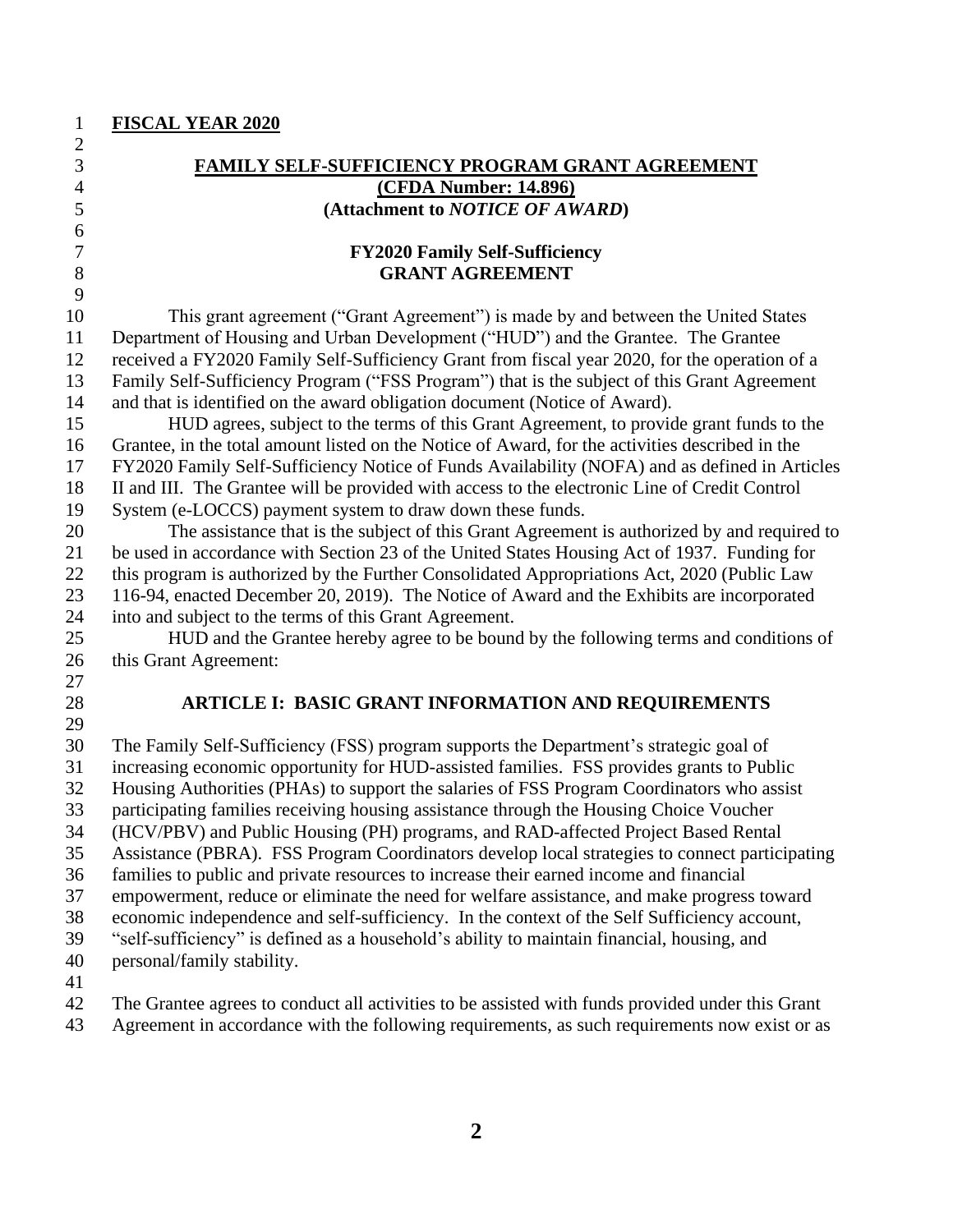**FISCAL YEAR 2020**

**FAMILY SELF-SUFFICIENCY PROGRAM GRANT AGREEMENT**
**(CFDA Number: 14.896)**
**(Attachment to *NOTICE OF AWARD*)**

**FY2020 Family Self-Sufficiency**
**GRANT AGREEMENT**

This grant agreement ("Grant Agreement") is made by and between the United States Department of Housing and Urban Development ("HUD") and the Grantee. The Grantee received a FY2020 Family Self-Sufficiency Grant from fiscal year 2020, for the operation of a Family Self-Sufficiency Program ("FSS Program") that is the subject of this Grant Agreement and that is identified on the award obligation document (Notice of Award).

HUD agrees, subject to the terms of this Grant Agreement, to provide grant funds to the Grantee, in the total amount listed on the Notice of Award, for the activities described in the FY2020 Family Self-Sufficiency Notice of Funds Availability (NOFA) and as defined in Articles II and III. The Grantee will be provided with access to the electronic Line of Credit Control System (e-LOCCS) payment system to draw down these funds.

The assistance that is the subject of this Grant Agreement is authorized by and required to be used in accordance with Section 23 of the United States Housing Act of 1937. Funding for this program is authorized by the Further Consolidated Appropriations Act, 2020 (Public Law 116-94, enacted December 20, 2019). The Notice of Award and the Exhibits are incorporated into and subject to the terms of this Grant Agreement.

HUD and the Grantee hereby agree to be bound by the following terms and conditions of this Grant Agreement:

## ARTICLE I: BASIC GRANT INFORMATION AND REQUIREMENTS

The Family Self-Sufficiency (FSS) program supports the Department's strategic goal of increasing economic opportunity for HUD-assisted families. FSS provides grants to Public Housing Authorities (PHAs) to support the salaries of FSS Program Coordinators who assist participating families receiving housing assistance through the Housing Choice Voucher (HCV/PBV) and Public Housing (PH) programs, and RAD-affected Project Based Rental Assistance (PBRA). FSS Program Coordinators develop local strategies to connect participating families to public and private resources to increase their earned income and financial empowerment, reduce or eliminate the need for welfare assistance, and make progress toward economic independence and self-sufficiency. In the context of the Self Sufficiency account, "self-sufficiency" is defined as a household's ability to maintain financial, housing, and personal/family stability.

The Grantee agrees to conduct all activities to be assisted with funds provided under this Grant Agreement in accordance with the following requirements, as such requirements now exist or as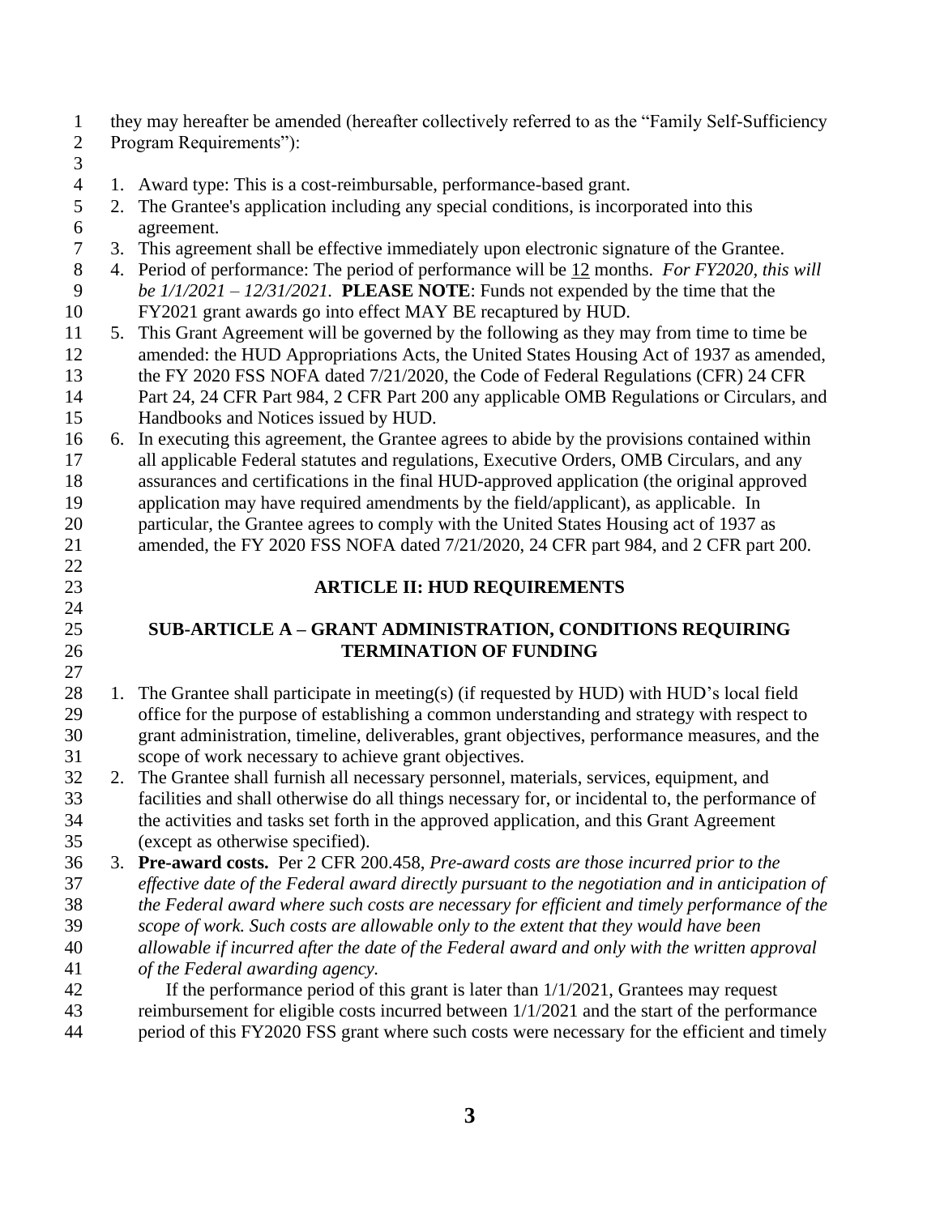they may hereafter be amended (hereafter collectively referred to as the "Family Self-Sufficiency Program Requirements"):

1. Award type: This is a cost-reimbursable, performance-based grant.
2. The Grantee's application including any special conditions, is incorporated into this agreement.
3. This agreement shall be effective immediately upon electronic signature of the Grantee.
4. Period of performance: The period of performance will be 12 months. *For FY2020, this will be 1/1/2021 – 12/31/2021.* **PLEASE NOTE**: Funds not expended by the time that the FY2021 grant awards go into effect MAY BE recaptured by HUD.
5. This Grant Agreement will be governed by the following as they may from time to time be amended: the HUD Appropriations Acts, the United States Housing Act of 1937 as amended, the FY 2020 FSS NOFA dated 7/21/2020, the Code of Federal Regulations (CFR) 24 CFR Part 24, 24 CFR Part 984, 2 CFR Part 200 any applicable OMB Regulations or Circulars, and Handbooks and Notices issued by HUD.
6. In executing this agreement, the Grantee agrees to abide by the provisions contained within all applicable Federal statutes and regulations, Executive Orders, OMB Circulars, and any assurances and certifications in the final HUD-approved application (the original approved application may have required amendments by the field/applicant), as applicable. In particular, the Grantee agrees to comply with the United States Housing act of 1937 as amended, the FY 2020 FSS NOFA dated 7/21/2020, 24 CFR part 984, and 2 CFR part 200.

## ARTICLE II: HUD REQUIREMENTS

### SUB-ARTICLE A – GRANT ADMINISTRATION, CONDITIONS REQUIRING TERMINATION OF FUNDING

1. The Grantee shall participate in meeting(s) (if requested by HUD) with HUD's local field office for the purpose of establishing a common understanding and strategy with respect to grant administration, timeline, deliverables, grant objectives, performance measures, and the scope of work necessary to achieve grant objectives.
2. The Grantee shall furnish all necessary personnel, materials, services, equipment, and facilities and shall otherwise do all things necessary for, or incidental to, the performance of the activities and tasks set forth in the approved application, and this Grant Agreement (except as otherwise specified).
3. **Pre-award costs.** Per 2 CFR 200.458, *Pre-award costs are those incurred prior to the effective date of the Federal award directly pursuant to the negotiation and in anticipation of the Federal award where such costs are necessary for efficient and timely performance of the scope of work. Such costs are allowable only to the extent that they would have been allowable if incurred after the date of the Federal award and only with the written approval of the Federal awarding agency.*

   If the performance period of this grant is later than 1/1/2021, Grantees may request reimbursement for eligible costs incurred between 1/1/2021 and the start of the performance period of this FY2020 FSS grant where such costs were necessary for the efficient and timely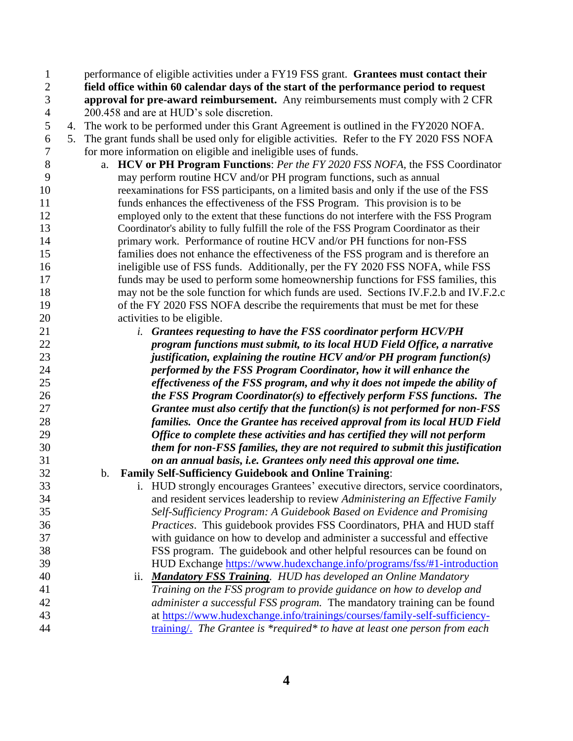performance of eligible activities under a FY19 FSS grant. **Grantees must contact their field office within 60 calendar days of the start of the performance period to request approval for pre-award reimbursement.** Any reimbursements must comply with 2 CFR 200.458 and are at HUD's sole discretion.

4. The work to be performed under this Grant Agreement is outlined in the FY2020 NOFA.
5. The grant funds shall be used only for eligible activities. Refer to the FY 2020 FSS NOFA for more information on eligible and ineligible uses of funds.
   a. **HCV or PH Program Functions**: *Per the FY 2020 FSS NOFA,* the FSS Coordinator may perform routine HCV and/or PH program functions, such as annual reexaminations for FSS participants, on a limited basis and only if the use of the FSS funds enhances the effectiveness of the FSS Program. This provision is to be employed only to the extent that these functions do not interfere with the FSS Program Coordinator's ability to fully fulfill the role of the FSS Program Coordinator as their primary work. Performance of routine HCV and/or PH functions for non-FSS families does not enhance the effectiveness of the FSS program and is therefore an ineligible use of FSS funds. Additionally, per the FY 2020 FSS NOFA, while FSS funds may be used to perform some homeownership functions for FSS families, this may not be the sole function for which funds are used. Sections IV.F.2.b and IV.F.2.c of the FY 2020 FSS NOFA describe the requirements that must be met for these activities to be eligible.
      i. ***Grantees requesting to have the FSS coordinator perform HCV/PH program functions must submit, to its local HUD Field Office, a narrative justification, explaining the routine HCV and/or PH program function(s) performed by the FSS Program Coordinator, how it will enhance the effectiveness of the FSS program, and why it does not impede the ability of the FSS Program Coordinator(s) to effectively perform FSS functions. The Grantee must also certify that the function(s) is not performed for non-FSS families. Once the Grantee has received approval from its local HUD Field Office to complete these activities and has certified they will not perform them for non-FSS families, they are not required to submit this justification on an annual basis, i.e. Grantees only need this approval one time.***
   b. **Family Self-Sufficiency Guidebook and Online Training**:
      i. HUD strongly encourages Grantees' executive directors, service coordinators, and resident services leadership to review *Administering an Effective Family Self-Sufficiency Program: A Guidebook Based on Evidence and Promising Practices*. This guidebook provides FSS Coordinators, PHA and HUD staff with guidance on how to develop and administer a successful and effective FSS program. The guidebook and other helpful resources can be found on HUD Exchange https://www.hudexchange.info/programs/fss/#1-introduction
      ii. ***Mandatory FSS Training****. HUD has developed an Online Mandatory Training on the FSS program to provide guidance on how to develop and administer a successful FSS program.* The mandatory training can be found at https://www.hudexchange.info/trainings/courses/family-self-sufficiency-training/. *The Grantee is *required* to have at least one person from each*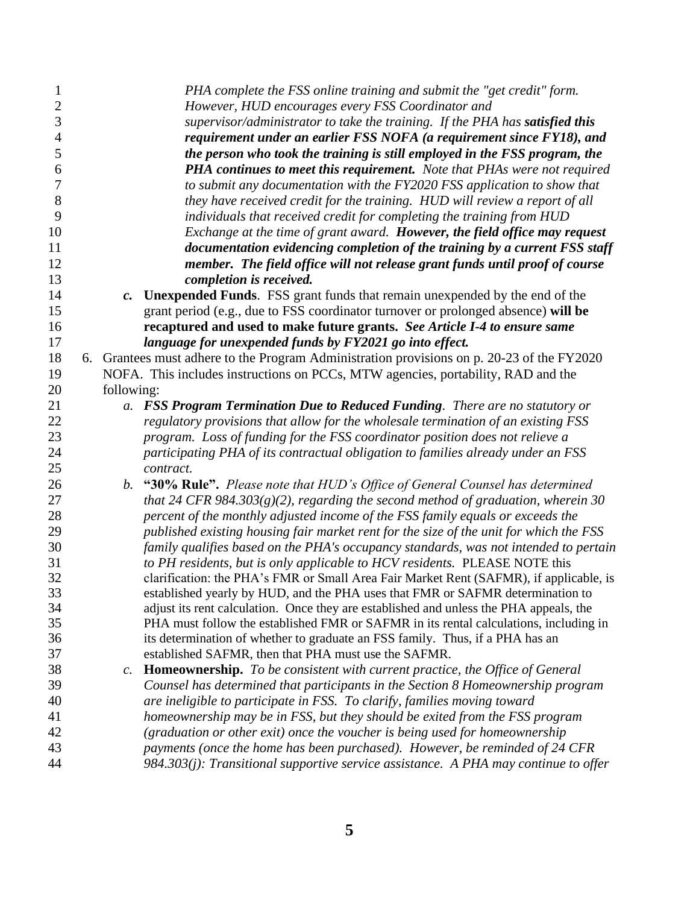*PHA complete the FSS online training and submit the "get credit" form. However, HUD encourages every FSS Coordinator and supervisor/administrator to take the training. If the PHA has* ***satisfied this requirement under an earlier FSS NOFA (a requirement since FY18), and the person who took the training is still employed in the FSS program, the PHA continues to meet this requirement.*** *Note that PHAs were not required to submit any documentation with the FY2020 FSS application to show that they have received credit for the training. HUD will review a report of all individuals that received credit for completing the training from HUD Exchange at the time of grant award.* ***However, the field office may request documentation evidencing completion of the training by a current FSS staff member. The field office will not release grant funds until proof of course completion is received.***

   *c.* **Unexpended Funds**. FSS grant funds that remain unexpended by the end of the grant period (e.g., due to FSS coordinator turnover or prolonged absence) **will be recaptured and used to make future grants.** ***See Article I-4 to ensure same language for unexpended funds by FY2021 go into effect.***

6. Grantees must adhere to the Program Administration provisions on p. 20-23 of the FY2020 NOFA. This includes instructions on PCCs, MTW agencies, portability, RAD and the following:
   *a.* ***FSS Program Termination Due to Reduced Funding****. There are no statutory or regulatory provisions that allow for the wholesale termination of an existing FSS program. Loss of funding for the FSS coordinator position does not relieve a participating PHA of its contractual obligation to families already under an FSS contract.*
   *b.* **"30% Rule".** *Please note that HUD's Office of General Counsel has determined that 24 CFR 984.303(g)(2), regarding the second method of graduation, wherein 30 percent of the monthly adjusted income of the FSS family equals or exceeds the published existing housing fair market rent for the size of the unit for which the FSS family qualifies based on the PHA's occupancy standards, was not intended to pertain to PH residents, but is only applicable to HCV residents.* PLEASE NOTE this clarification: the PHA's FMR or Small Area Fair Market Rent (SAFMR), if applicable, is established yearly by HUD, and the PHA uses that FMR or SAFMR determination to adjust its rent calculation. Once they are established and unless the PHA appeals, the PHA must follow the established FMR or SAFMR in its rental calculations, including in its determination of whether to graduate an FSS family. Thus, if a PHA has an established SAFMR, then that PHA must use the SAFMR.
   *c.* **Homeownership.** *To be consistent with current practice, the Office of General Counsel has determined that participants in the Section 8 Homeownership program are ineligible to participate in FSS. To clarify, families moving toward homeownership may be in FSS, but they should be exited from the FSS program (graduation or other exit) once the voucher is being used for homeownership payments (once the home has been purchased). However, be reminded of 24 CFR 984.303(j): Transitional supportive service assistance. A PHA may continue to offer*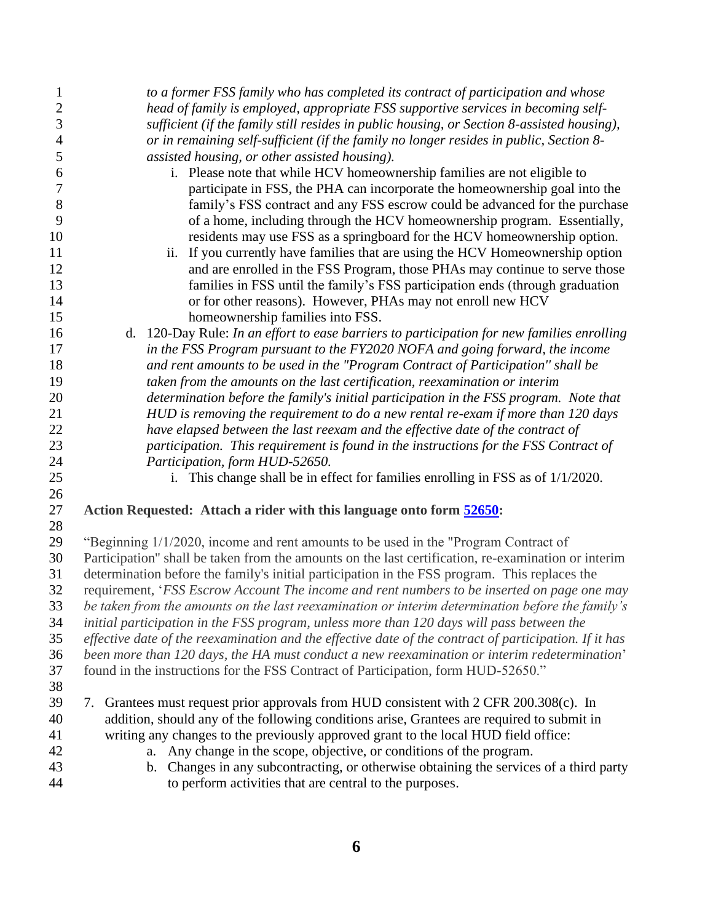*to a former FSS family who has completed its contract of participation and whose head of family is employed, appropriate FSS supportive services in becoming self-sufficient (if the family still resides in public housing, or Section 8-assisted housing), or in remaining self-sufficient (if the family no longer resides in public, Section 8-assisted housing, or other assisted housing).*

   i. Please note that while HCV homeownership families are not eligible to participate in FSS, the PHA can incorporate the homeownership goal into the family's FSS contract and any FSS escrow could be advanced for the purchase of a home, including through the HCV homeownership program. Essentially, residents may use FSS as a springboard for the HCV homeownership option.

   ii. If you currently have families that are using the HCV Homeownership option and are enrolled in the FSS Program, those PHAs may continue to serve those families in FSS until the family's FSS participation ends (through graduation or for other reasons). However, PHAs may not enroll new HCV homeownership families into FSS.

d. 120-Day Rule: *In an effort to ease barriers to participation for new families enrolling in the FSS Program pursuant to the FY2020 NOFA and going forward, the income and rent amounts to be used in the "Program Contract of Participation" shall be taken from the amounts on the last certification, reexamination or interim determination before the family's initial participation in the FSS program. Note that HUD is removing the requirement to do a new rental re-exam if more than 120 days have elapsed between the last reexam and the effective date of the contract of participation. This requirement is found in the instructions for the FSS Contract of Participation, form HUD-52650.*

   i. This change shall be in effect for families enrolling in FSS as of 1/1/2020.

**Action Requested: Attach a rider with this language onto form 52650:**

"Beginning 1/1/2020, income and rent amounts to be used in the "Program Contract of Participation" shall be taken from the amounts on the last certification, re-examination or interim determination before the family's initial participation in the FSS program. This replaces the requirement, '*FSS Escrow Account The income and rent numbers to be inserted on page one may be taken from the amounts on the last reexamination or interim determination before the family's initial participation in the FSS program, unless more than 120 days will pass between the effective date of the reexamination and the effective date of the contract of participation. If it has been more than 120 days, the HA must conduct a new reexamination or interim redetermination*' found in the instructions for the FSS Contract of Participation, form HUD-52650."

7. Grantees must request prior approvals from HUD consistent with 2 CFR 200.308(c). In addition, should any of the following conditions arise, Grantees are required to submit in writing any changes to the previously approved grant to the local HUD field office:
   a. Any change in the scope, objective, or conditions of the program.
   b. Changes in any subcontracting, or otherwise obtaining the services of a third party to perform activities that are central to the purposes.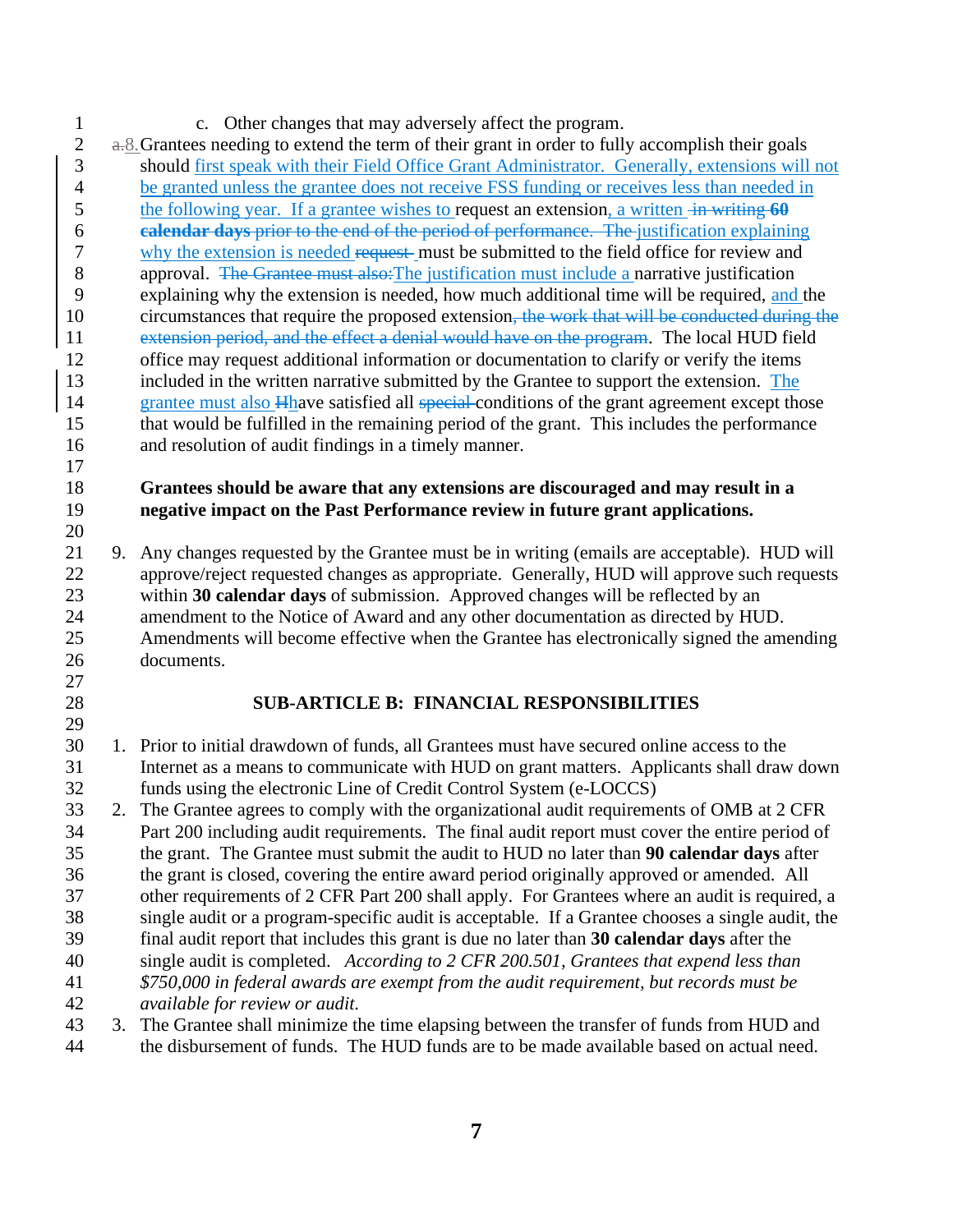c. Other changes that may adversely affect the program.

~~a.~~8. Grantees needing to extend the term of their grant in order to fully accomplish their goals should first speak with their Field Office Grant Administrator. Generally, extensions will not be granted unless the grantee does not receive FSS funding or receives less than needed in the following year. If a grantee wishes to request an extension, a written ~~in writing~~ **~~60 calendar days~~** ~~prior to the end of the period of performance. The~~ justification explaining why the extension is needed ~~request~~ must be submitted to the field office for review and approval. ~~The Grantee must also:~~The justification must include a narrative justification explaining why the extension is needed, how much additional time will be required, and the circumstances that require the proposed extension~~, the work that will be conducted during the extension period, and the effect a denial would have on the program~~. The local HUD field office may request additional information or documentation to clarify or verify the items included in the written narrative submitted by the Grantee to support the extension. The grantee must also ~~H~~have satisfied all ~~special~~ conditions of the grant agreement except those that would be fulfilled in the remaining period of the grant. This includes the performance and resolution of audit findings in a timely manner.

**Grantees should be aware that any extensions are discouraged and may result in a negative impact on the Past Performance review in future grant applications.**

9. Any changes requested by the Grantee must be in writing (emails are acceptable). HUD will approve/reject requested changes as appropriate. Generally, HUD will approve such requests within **30 calendar days** of submission. Approved changes will be reflected by an amendment to the Notice of Award and any other documentation as directed by HUD. Amendments will become effective when the Grantee has electronically signed the amending documents.

## SUB-ARTICLE B: FINANCIAL RESPONSIBILITIES

1. Prior to initial drawdown of funds, all Grantees must have secured online access to the Internet as a means to communicate with HUD on grant matters. Applicants shall draw down funds using the electronic Line of Credit Control System (e-LOCCS)
2. The Grantee agrees to comply with the organizational audit requirements of OMB at 2 CFR Part 200 including audit requirements. The final audit report must cover the entire period of the grant. The Grantee must submit the audit to HUD no later than **90 calendar days** after the grant is closed, covering the entire award period originally approved or amended. All other requirements of 2 CFR Part 200 shall apply. For Grantees where an audit is required, a single audit or a program-specific audit is acceptable. If a Grantee chooses a single audit, the final audit report that includes this grant is due no later than **30 calendar days** after the single audit is completed. *According to 2 CFR 200.501, Grantees that expend less than $750,000 in federal awards are exempt from the audit requirement, but records must be available for review or audit.*
3. The Grantee shall minimize the time elapsing between the transfer of funds from HUD and the disbursement of funds. The HUD funds are to be made available based on actual need.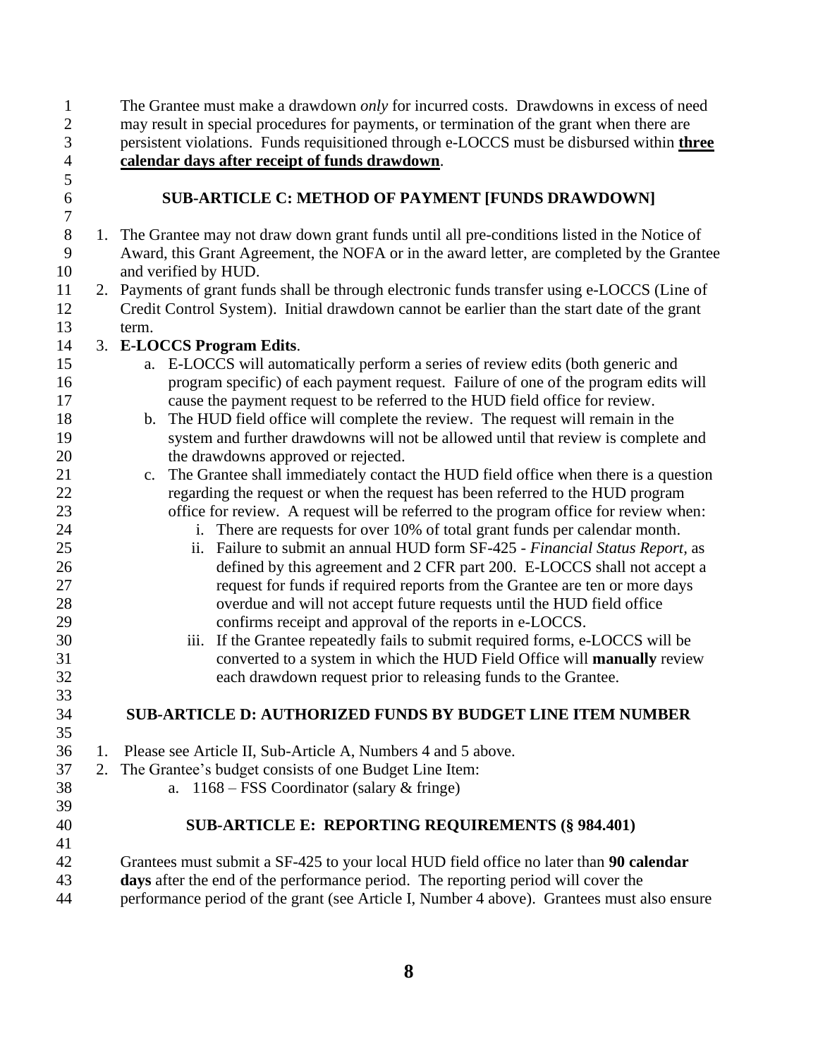The Grantee must make a drawdown *only* for incurred costs. Drawdowns in excess of need may result in special procedures for payments, or termination of the grant when there are persistent violations. Funds requisitioned through e-LOCCS must be disbursed within **three calendar days after receipt of funds drawdown**.

## SUB-ARTICLE C: METHOD OF PAYMENT [FUNDS DRAWDOWN]

1. The Grantee may not draw down grant funds until all pre-conditions listed in the Notice of Award, this Grant Agreement, the NOFA or in the award letter, are completed by the Grantee and verified by HUD.
2. Payments of grant funds shall be through electronic funds transfer using e-LOCCS (Line of Credit Control System). Initial drawdown cannot be earlier than the start date of the grant term.
3. **E-LOCCS Program Edits**.
   a. E-LOCCS will automatically perform a series of review edits (both generic and program specific) of each payment request. Failure of one of the program edits will cause the payment request to be referred to the HUD field office for review.
   b. The HUD field office will complete the review. The request will remain in the system and further drawdowns will not be allowed until that review is complete and the drawdowns approved or rejected.
   c. The Grantee shall immediately contact the HUD field office when there is a question regarding the request or when the request has been referred to the HUD program office for review. A request will be referred to the program office for review when:
      i. There are requests for over 10% of total grant funds per calendar month.
      ii. Failure to submit an annual HUD form SF-425 - *Financial Status Report,* as defined by this agreement and 2 CFR part 200. E-LOCCS shall not accept a request for funds if required reports from the Grantee are ten or more days overdue and will not accept future requests until the HUD field office confirms receipt and approval of the reports in e-LOCCS.
      iii. If the Grantee repeatedly fails to submit required forms, e-LOCCS will be converted to a system in which the HUD Field Office will **manually** review each drawdown request prior to releasing funds to the Grantee.

## SUB-ARTICLE D: AUTHORIZED FUNDS BY BUDGET LINE ITEM NUMBER

1. Please see Article II, Sub-Article A, Numbers 4 and 5 above.
2. The Grantee's budget consists of one Budget Line Item:
   a. 1168 – FSS Coordinator (salary & fringe)

## SUB-ARTICLE E: REPORTING REQUIREMENTS (§ 984.401)

Grantees must submit a SF-425 to your local HUD field office no later than **90 calendar days** after the end of the performance period. The reporting period will cover the performance period of the grant (see Article I, Number 4 above). Grantees must also ensure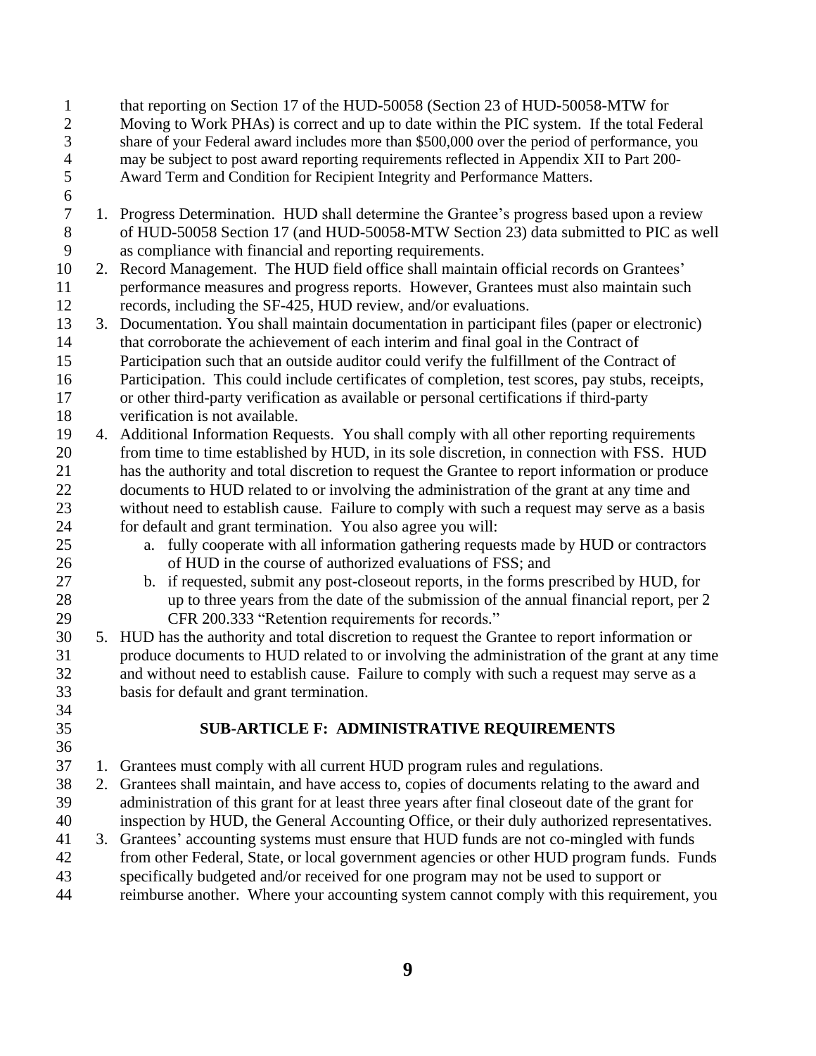that reporting on Section 17 of the HUD-50058 (Section 23 of HUD-50058-MTW for Moving to Work PHAs) is correct and up to date within the PIC system. If the total Federal share of your Federal award includes more than $500,000 over the period of performance, you may be subject to post award reporting requirements reflected in Appendix XII to Part 200- Award Term and Condition for Recipient Integrity and Performance Matters.

1. Progress Determination. HUD shall determine the Grantee's progress based upon a review of HUD-50058 Section 17 (and HUD-50058-MTW Section 23) data submitted to PIC as well as compliance with financial and reporting requirements.
2. Record Management. The HUD field office shall maintain official records on Grantees' performance measures and progress reports. However, Grantees must also maintain such records, including the SF-425, HUD review, and/or evaluations.
3. Documentation. You shall maintain documentation in participant files (paper or electronic) that corroborate the achievement of each interim and final goal in the Contract of Participation such that an outside auditor could verify the fulfillment of the Contract of Participation. This could include certificates of completion, test scores, pay stubs, receipts, or other third-party verification as available or personal certifications if third-party verification is not available.
4. Additional Information Requests. You shall comply with all other reporting requirements from time to time established by HUD, in its sole discretion, in connection with FSS. HUD has the authority and total discretion to request the Grantee to report information or produce documents to HUD related to or involving the administration of the grant at any time and without need to establish cause. Failure to comply with such a request may serve as a basis for default and grant termination. You also agree you will:
   a. fully cooperate with all information gathering requests made by HUD or contractors of HUD in the course of authorized evaluations of FSS; and
   b. if requested, submit any post-closeout reports, in the forms prescribed by HUD, for up to three years from the date of the submission of the annual financial report, per 2 CFR 200.333 "Retention requirements for records."
5. HUD has the authority and total discretion to request the Grantee to report information or produce documents to HUD related to or involving the administration of the grant at any time and without need to establish cause. Failure to comply with such a request may serve as a basis for default and grant termination.

## SUB-ARTICLE F: ADMINISTRATIVE REQUIREMENTS

1. Grantees must comply with all current HUD program rules and regulations.
2. Grantees shall maintain, and have access to, copies of documents relating to the award and administration of this grant for at least three years after final closeout date of the grant for inspection by HUD, the General Accounting Office, or their duly authorized representatives.
3. Grantees' accounting systems must ensure that HUD funds are not co-mingled with funds from other Federal, State, or local government agencies or other HUD program funds. Funds specifically budgeted and/or received for one program may not be used to support or reimburse another. Where your accounting system cannot comply with this requirement, you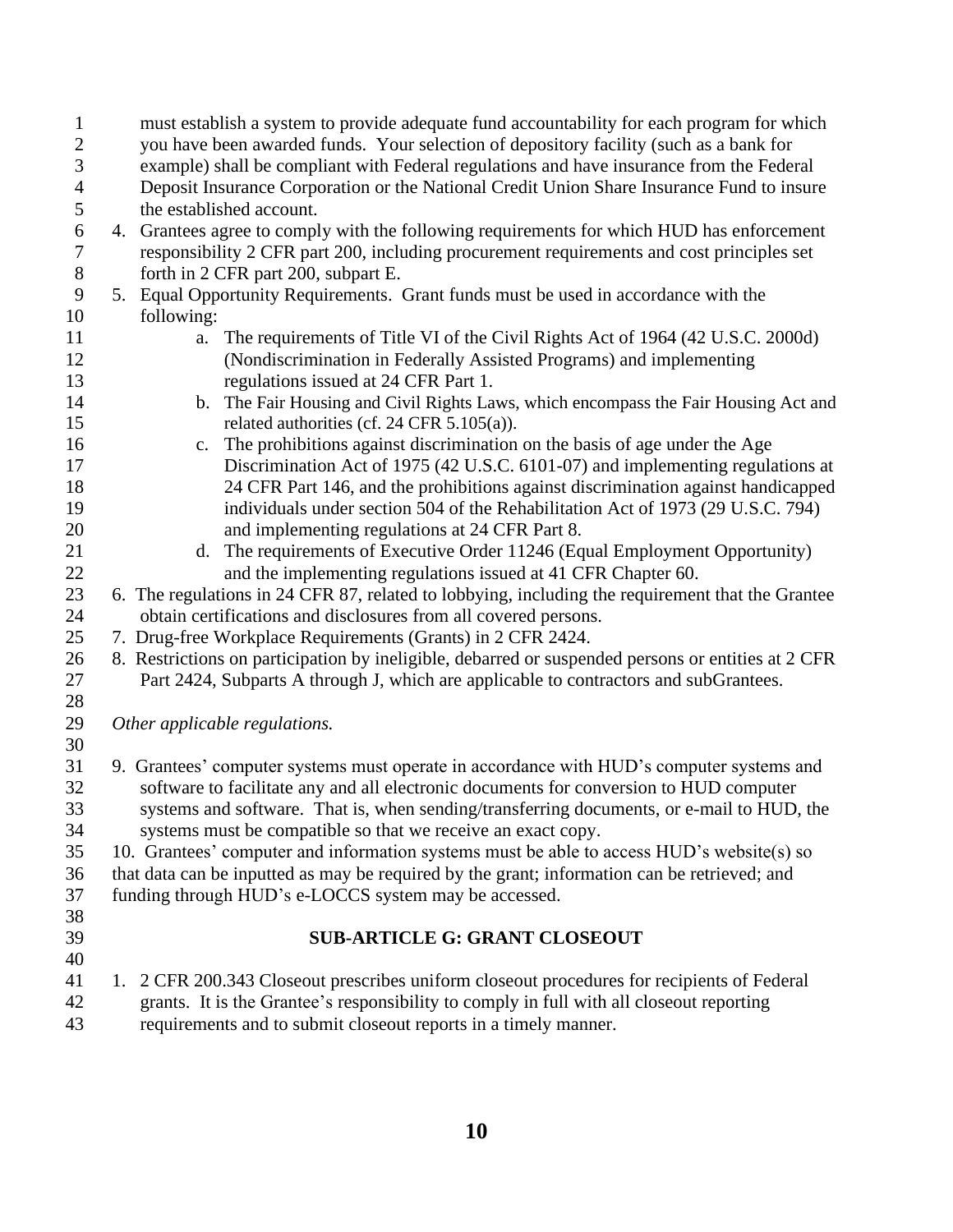must establish a system to provide adequate fund accountability for each program for which you have been awarded funds. Your selection of depository facility (such as a bank for example) shall be compliant with Federal regulations and have insurance from the Federal Deposit Insurance Corporation or the National Credit Union Share Insurance Fund to insure the established account.

4. Grantees agree to comply with the following requirements for which HUD has enforcement responsibility 2 CFR part 200, including procurement requirements and cost principles set forth in 2 CFR part 200, subpart E.
5. Equal Opportunity Requirements. Grant funds must be used in accordance with the following:
   a. The requirements of Title VI of the Civil Rights Act of 1964 (42 U.S.C. 2000d) (Nondiscrimination in Federally Assisted Programs) and implementing regulations issued at 24 CFR Part 1.
   b. The Fair Housing and Civil Rights Laws, which encompass the Fair Housing Act and related authorities (cf. 24 CFR 5.105(a)).
   c. The prohibitions against discrimination on the basis of age under the Age Discrimination Act of 1975 (42 U.S.C. 6101-07) and implementing regulations at 24 CFR Part 146, and the prohibitions against discrimination against handicapped individuals under section 504 of the Rehabilitation Act of 1973 (29 U.S.C. 794) and implementing regulations at 24 CFR Part 8.
   d. The requirements of Executive Order 11246 (Equal Employment Opportunity) and the implementing regulations issued at 41 CFR Chapter 60.
6. The regulations in 24 CFR 87, related to lobbying, including the requirement that the Grantee obtain certifications and disclosures from all covered persons.
7. Drug-free Workplace Requirements (Grants) in 2 CFR 2424.
8. Restrictions on participation by ineligible, debarred or suspended persons or entities at 2 CFR Part 2424, Subparts A through J, which are applicable to contractors and subGrantees.

*Other applicable regulations.*

9. Grantees' computer systems must operate in accordance with HUD's computer systems and software to facilitate any and all electronic documents for conversion to HUD computer systems and software. That is, when sending/transferring documents, or e-mail to HUD, the systems must be compatible so that we receive an exact copy.
10. Grantees' computer and information systems must be able to access HUD's website(s) so that data can be inputted as may be required by the grant; information can be retrieved; and funding through HUD's e-LOCCS system may be accessed.

## SUB-ARTICLE G: GRANT CLOSEOUT

1. 2 CFR 200.343 Closeout prescribes uniform closeout procedures for recipients of Federal grants. It is the Grantee's responsibility to comply in full with all closeout reporting requirements and to submit closeout reports in a timely manner.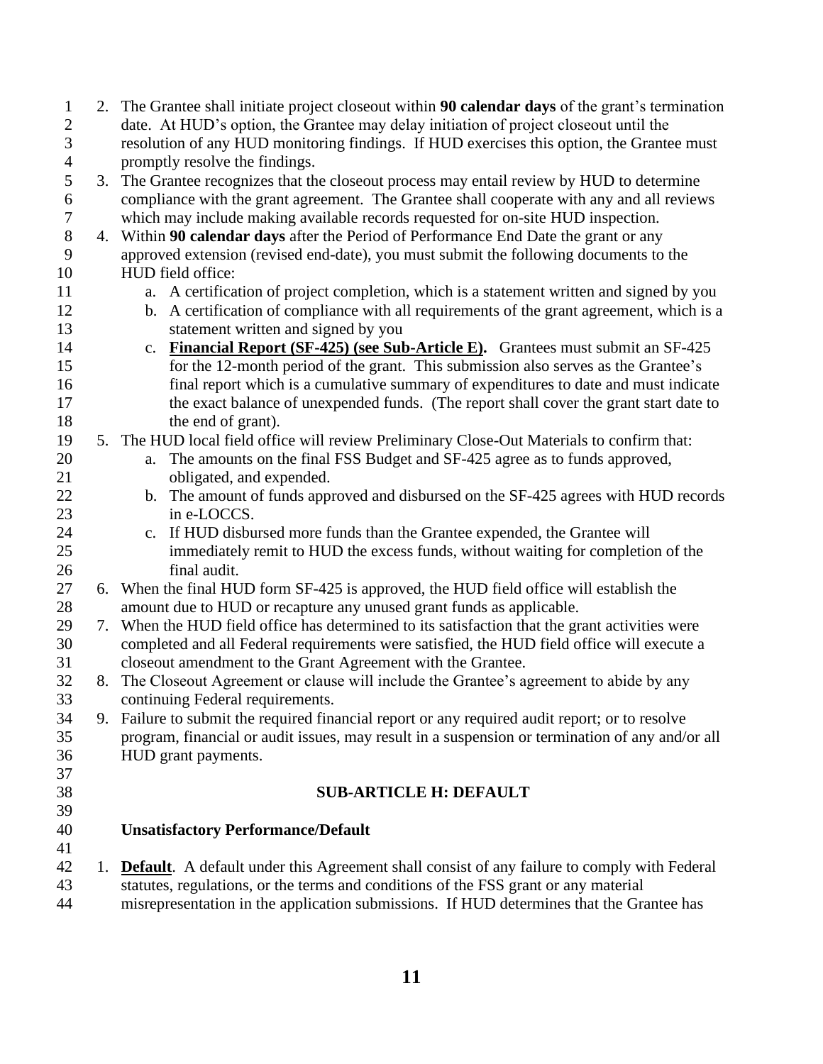2. The Grantee shall initiate project closeout within **90 calendar days** of the grant's termination date. At HUD's option, the Grantee may delay initiation of project closeout until the resolution of any HUD monitoring findings. If HUD exercises this option, the Grantee must promptly resolve the findings.
3. The Grantee recognizes that the closeout process may entail review by HUD to determine compliance with the grant agreement. The Grantee shall cooperate with any and all reviews which may include making available records requested for on-site HUD inspection.
4. Within **90 calendar days** after the Period of Performance End Date the grant or any approved extension (revised end-date), you must submit the following documents to the HUD field office:
   a. A certification of project completion, which is a statement written and signed by you
   b. A certification of compliance with all requirements of the grant agreement, which is a statement written and signed by you
   c. **Financial Report (SF-425) (see Sub-Article E).** Grantees must submit an SF-425 for the 12-month period of the grant. This submission also serves as the Grantee's final report which is a cumulative summary of expenditures to date and must indicate the exact balance of unexpended funds. (The report shall cover the grant start date to the end of grant).
5. The HUD local field office will review Preliminary Close-Out Materials to confirm that:
   a. The amounts on the final FSS Budget and SF-425 agree as to funds approved, obligated, and expended.
   b. The amount of funds approved and disbursed on the SF-425 agrees with HUD records in e-LOCCS.
   c. If HUD disbursed more funds than the Grantee expended, the Grantee will immediately remit to HUD the excess funds, without waiting for completion of the final audit.
6. When the final HUD form SF-425 is approved, the HUD field office will establish the amount due to HUD or recapture any unused grant funds as applicable.
7. When the HUD field office has determined to its satisfaction that the grant activities were completed and all Federal requirements were satisfied, the HUD field office will execute a closeout amendment to the Grant Agreement with the Grantee.
8. The Closeout Agreement or clause will include the Grantee's agreement to abide by any continuing Federal requirements.
9. Failure to submit the required financial report or any required audit report; or to resolve program, financial or audit issues, may result in a suspension or termination of any and/or all HUD grant payments.

## SUB-ARTICLE H: DEFAULT

### Unsatisfactory Performance/Default

1. **Default**. A default under this Agreement shall consist of any failure to comply with Federal statutes, regulations, or the terms and conditions of the FSS grant or any material misrepresentation in the application submissions. If HUD determines that the Grantee has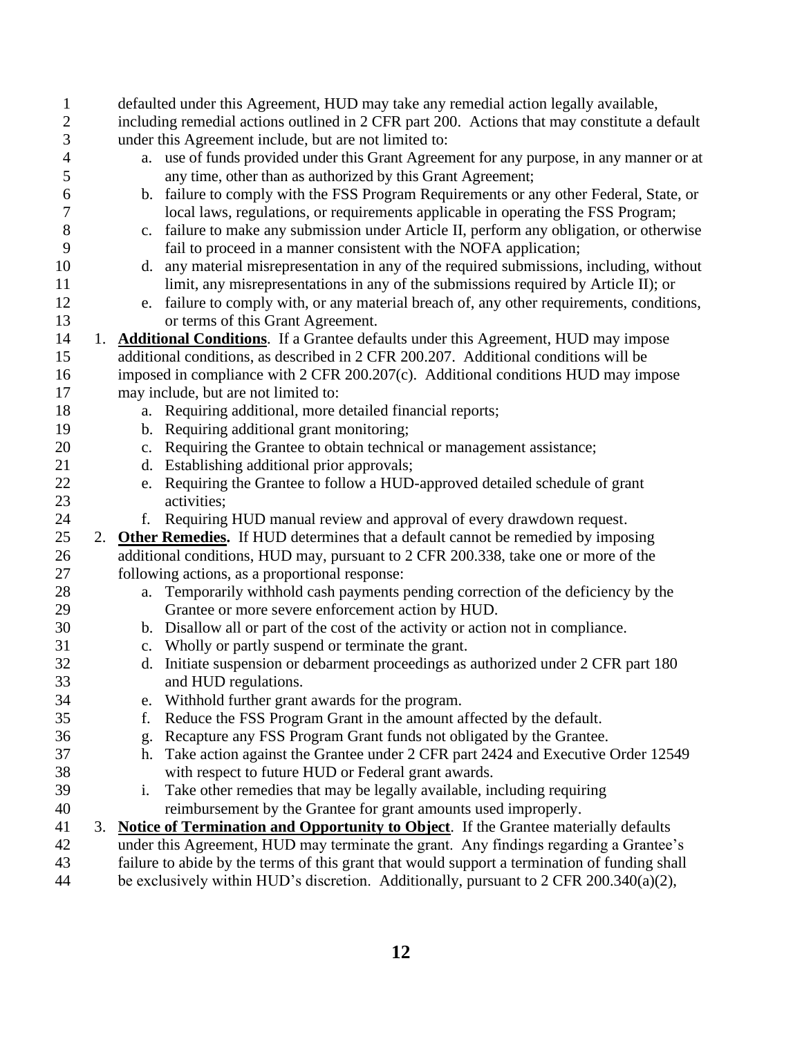defaulted under this Agreement, HUD may take any remedial action legally available, including remedial actions outlined in 2 CFR part 200. Actions that may constitute a default under this Agreement include, but are not limited to:

a. use of funds provided under this Grant Agreement for any purpose, in any manner or at any time, other than as authorized by this Grant Agreement;
b. failure to comply with the FSS Program Requirements or any other Federal, State, or local laws, regulations, or requirements applicable in operating the FSS Program;
c. failure to make any submission under Article II, perform any obligation, or otherwise fail to proceed in a manner consistent with the NOFA application;
d. any material misrepresentation in any of the required submissions, including, without limit, any misrepresentations in any of the submissions required by Article II); or
e. failure to comply with, or any material breach of, any other requirements, conditions, or terms of this Grant Agreement.

1. **Additional Conditions**. If a Grantee defaults under this Agreement, HUD may impose additional conditions, as described in 2 CFR 200.207. Additional conditions will be imposed in compliance with 2 CFR 200.207(c). Additional conditions HUD may impose may include, but are not limited to:
   a. Requiring additional, more detailed financial reports;
   b. Requiring additional grant monitoring;
   c. Requiring the Grantee to obtain technical or management assistance;
   d. Establishing additional prior approvals;
   e. Requiring the Grantee to follow a HUD-approved detailed schedule of grant activities;
   f. Requiring HUD manual review and approval of every drawdown request.
2. **Other Remedies.** If HUD determines that a default cannot be remedied by imposing additional conditions, HUD may, pursuant to 2 CFR 200.338, take one or more of the following actions, as a proportional response:
   a. Temporarily withhold cash payments pending correction of the deficiency by the Grantee or more severe enforcement action by HUD.
   b. Disallow all or part of the cost of the activity or action not in compliance.
   c. Wholly or partly suspend or terminate the grant.
   d. Initiate suspension or debarment proceedings as authorized under 2 CFR part 180 and HUD regulations.
   e. Withhold further grant awards for the program.
   f. Reduce the FSS Program Grant in the amount affected by the default.
   g. Recapture any FSS Program Grant funds not obligated by the Grantee.
   h. Take action against the Grantee under 2 CFR part 2424 and Executive Order 12549 with respect to future HUD or Federal grant awards.
   i. Take other remedies that may be legally available, including requiring reimbursement by the Grantee for grant amounts used improperly.
3. **Notice of Termination and Opportunity to Object**. If the Grantee materially defaults under this Agreement, HUD may terminate the grant. Any findings regarding a Grantee's failure to abide by the terms of this grant that would support a termination of funding shall be exclusively within HUD's discretion. Additionally, pursuant to 2 CFR 200.340(a)(2),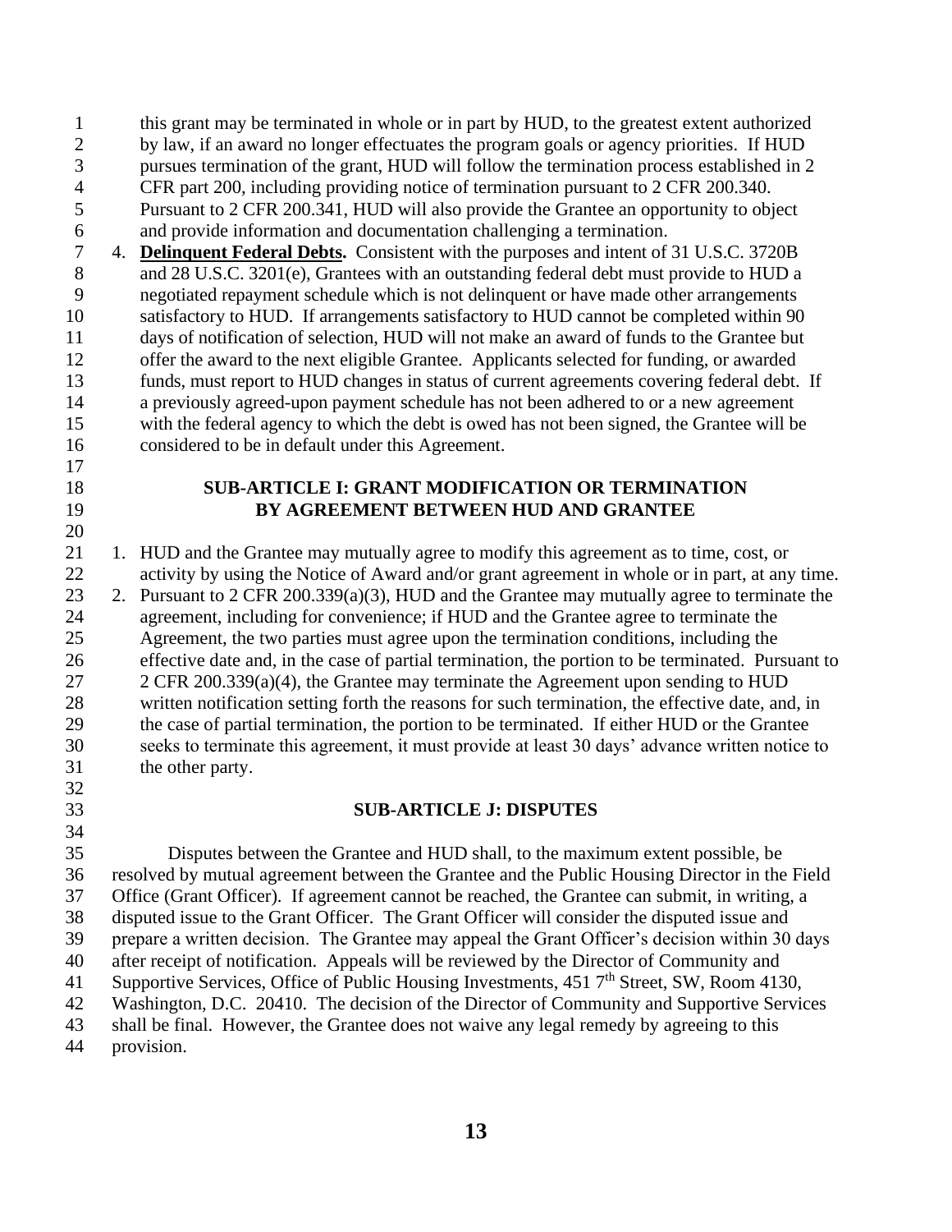this grant may be terminated in whole or in part by HUD, to the greatest extent authorized by law, if an award no longer effectuates the program goals or agency priorities. If HUD pursues termination of the grant, HUD will follow the termination process established in 2 CFR part 200, including providing notice of termination pursuant to 2 CFR 200.340. Pursuant to 2 CFR 200.341, HUD will also provide the Grantee an opportunity to object and provide information and documentation challenging a termination.

4. **Delinquent Federal Debts.** Consistent with the purposes and intent of 31 U.S.C. 3720B and 28 U.S.C. 3201(e), Grantees with an outstanding federal debt must provide to HUD a negotiated repayment schedule which is not delinquent or have made other arrangements satisfactory to HUD. If arrangements satisfactory to HUD cannot be completed within 90 days of notification of selection, HUD will not make an award of funds to the Grantee but offer the award to the next eligible Grantee. Applicants selected for funding, or awarded funds, must report to HUD changes in status of current agreements covering federal debt. If a previously agreed-upon payment schedule has not been adhered to or a new agreement with the federal agency to which the debt is owed has not been signed, the Grantee will be considered to be in default under this Agreement.

## SUB-ARTICLE I: GRANT MODIFICATION OR TERMINATION BY AGREEMENT BETWEEN HUD AND GRANTEE

1. HUD and the Grantee may mutually agree to modify this agreement as to time, cost, or activity by using the Notice of Award and/or grant agreement in whole or in part, at any time.
2. Pursuant to 2 CFR 200.339(a)(3), HUD and the Grantee may mutually agree to terminate the agreement, including for convenience; if HUD and the Grantee agree to terminate the Agreement, the two parties must agree upon the termination conditions, including the effective date and, in the case of partial termination, the portion to be terminated. Pursuant to 2 CFR 200.339(a)(4), the Grantee may terminate the Agreement upon sending to HUD written notification setting forth the reasons for such termination, the effective date, and, in the case of partial termination, the portion to be terminated. If either HUD or the Grantee seeks to terminate this agreement, it must provide at least 30 days' advance written notice to the other party.

## SUB-ARTICLE J: DISPUTES

Disputes between the Grantee and HUD shall, to the maximum extent possible, be resolved by mutual agreement between the Grantee and the Public Housing Director in the Field Office (Grant Officer). If agreement cannot be reached, the Grantee can submit, in writing, a disputed issue to the Grant Officer. The Grant Officer will consider the disputed issue and prepare a written decision. The Grantee may appeal the Grant Officer's decision within 30 days after receipt of notification. Appeals will be reviewed by the Director of Community and Supportive Services, Office of Public Housing Investments, 451 7th Street, SW, Room 4130, Washington, D.C. 20410. The decision of the Director of Community and Supportive Services shall be final. However, the Grantee does not waive any legal remedy by agreeing to this provision.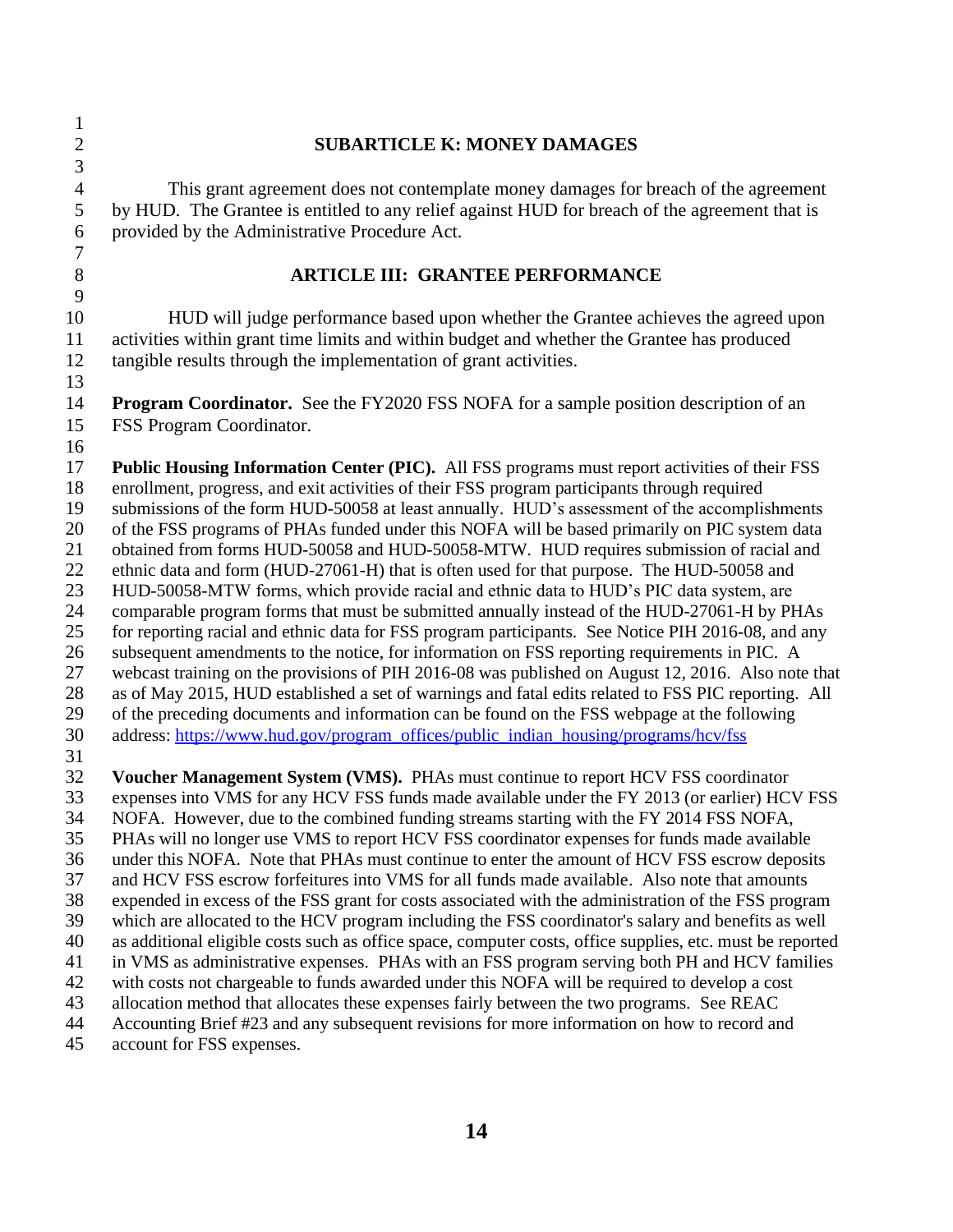## SUBARTICLE K: MONEY DAMAGES

This grant agreement does not contemplate money damages for breach of the agreement by HUD. The Grantee is entitled to any relief against HUD for breach of the agreement that is provided by the Administrative Procedure Act.

# ARTICLE III: GRANTEE PERFORMANCE

HUD will judge performance based upon whether the Grantee achieves the agreed upon activities within grant time limits and within budget and whether the Grantee has produced tangible results through the implementation of grant activities.

**Program Coordinator.** See the FY2020 FSS NOFA for a sample position description of an FSS Program Coordinator.

**Public Housing Information Center (PIC).** All FSS programs must report activities of their FSS enrollment, progress, and exit activities of their FSS program participants through required submissions of the form HUD-50058 at least annually. HUD's assessment of the accomplishments of the FSS programs of PHAs funded under this NOFA will be based primarily on PIC system data obtained from forms HUD-50058 and HUD-50058-MTW. HUD requires submission of racial and ethnic data and form (HUD-27061-H) that is often used for that purpose. The HUD-50058 and HUD-50058-MTW forms, which provide racial and ethnic data to HUD's PIC data system, are comparable program forms that must be submitted annually instead of the HUD-27061-H by PHAs for reporting racial and ethnic data for FSS program participants. See Notice PIH 2016-08, and any subsequent amendments to the notice, for information on FSS reporting requirements in PIC. A webcast training on the provisions of PIH 2016-08 was published on August 12, 2016. Also note that as of May 2015, HUD established a set of warnings and fatal edits related to FSS PIC reporting. All of the preceding documents and information can be found on the FSS webpage at the following address: [https://www.hud.gov/program_offices/public_indian_housing/programs/hcv/fss](https://www.hud.gov/program_offices/public_indian_housing/programs/hcv/fss)

**Voucher Management System (VMS).** PHAs must continue to report HCV FSS coordinator expenses into VMS for any HCV FSS funds made available under the FY 2013 (or earlier) HCV FSS NOFA. However, due to the combined funding streams starting with the FY 2014 FSS NOFA, PHAs will no longer use VMS to report HCV FSS coordinator expenses for funds made available under this NOFA. Note that PHAs must continue to enter the amount of HCV FSS escrow deposits and HCV FSS escrow forfeitures into VMS for all funds made available. Also note that amounts expended in excess of the FSS grant for costs associated with the administration of the FSS program which are allocated to the HCV program including the FSS coordinator's salary and benefits as well as additional eligible costs such as office space, computer costs, office supplies, etc. must be reported in VMS as administrative expenses. PHAs with an FSS program serving both PH and HCV families with costs not chargeable to funds awarded under this NOFA will be required to develop a cost allocation method that allocates these expenses fairly between the two programs. See REAC Accounting Brief #23 and any subsequent revisions for more information on how to record and account for FSS expenses.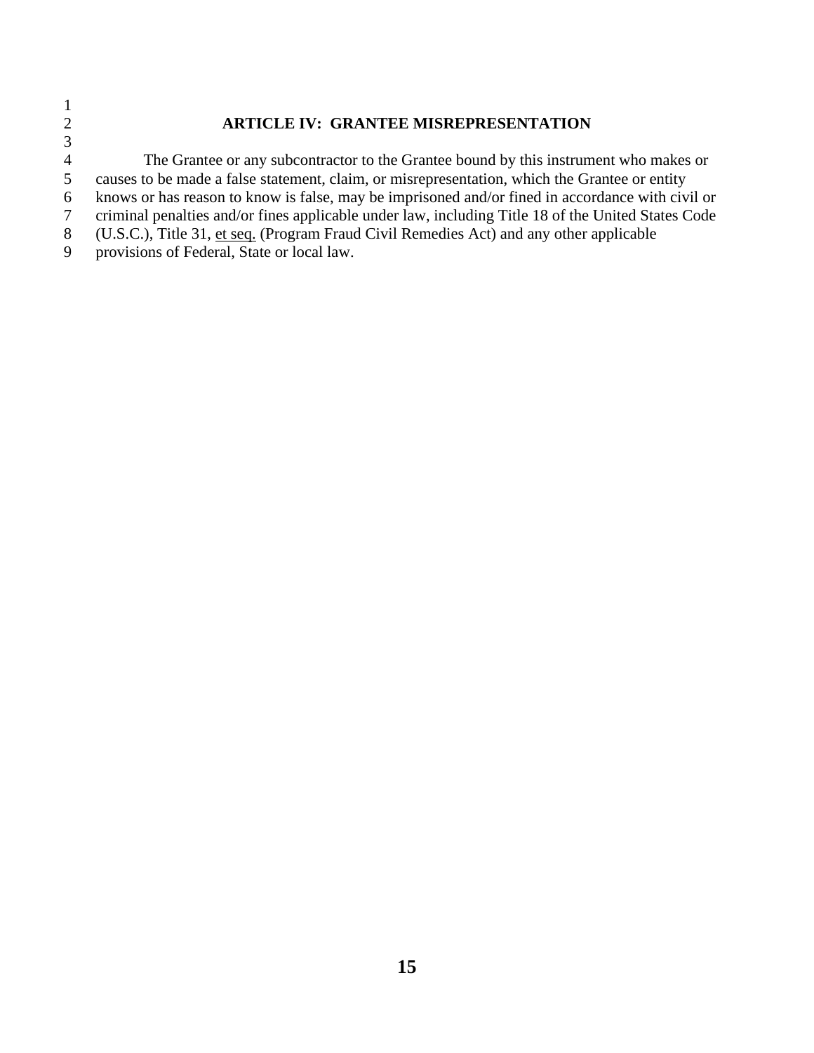## ARTICLE IV: GRANTEE MISREPRESENTATION

The Grantee or any subcontractor to the Grantee bound by this instrument who makes or causes to be made a false statement, claim, or misrepresentation, which the Grantee or entity knows or has reason to know is false, may be imprisoned and/or fined in accordance with civil or criminal penalties and/or fines applicable under law, including Title 18 of the United States Code (U.S.C.), Title 31, et seq. (Program Fraud Civil Remedies Act) and any other applicable provisions of Federal, State or local law.